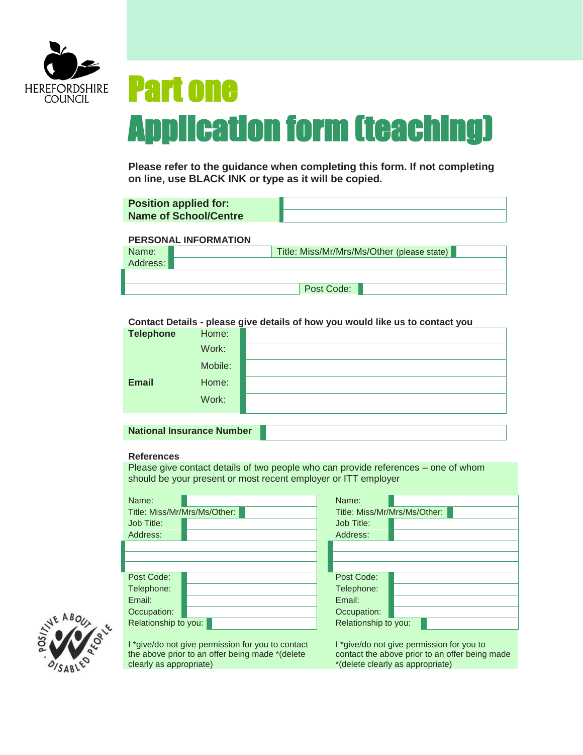HEREFORDSHIRE COUNCIL

# Part one

# Application form (teaching)

**Please refer to the guidance when completing this form. If not completing on line, use BLACK INK or type as it will be copied.**

| **Position applied for:** | |
|---|---|
| **Name of School/Centre** | |

## PERSONAL INFORMATION

| Name: | | Title: Miss/Mr/Mrs/Ms/Other (please state) | |
|---|---|---|---|
| Address: | | | |
| | | | |
| | | Post Code: | |

**Contact Details - please give details of how you would like us to contact you**

| | | |
|---|---|---|
| **Telephone** | Home: | |
| | Work: | |
| | Mobile: | |
| **Email** | Home: | |
| | Work: | |

| **National Insurance Number** | |
|---|---|

**References**

Please give contact details of two people who can provide references – one of whom should be your present or most recent employer or ITT employer

| | | | |
|---|---|---|---|
| Name: | | Name: | |
| Title: Miss/Mr/Mrs/Ms/Other: | | Title: Miss/Mr/Mrs/Ms/Other: | |
| Job Title: | | Job Title: | |
| Address: | | Address: | |
| | | | |
| | | | |
| | | | |
| Post Code: | | Post Code: | |
| Telephone: | | Telephone: | |
| Email: | | Email: | |
| Occupation: | | Occupation: | |
| Relationship to you: | | Relationship to you: | |

I *give/do not give permission for you to contact the above prior to an offer being made *(delete clearly as appropriate)

I *give/do not give permission for you to contact the above prior to an offer being made *(delete clearly as appropriate)

POSITIVE ABOUT DISABLED PEOPLE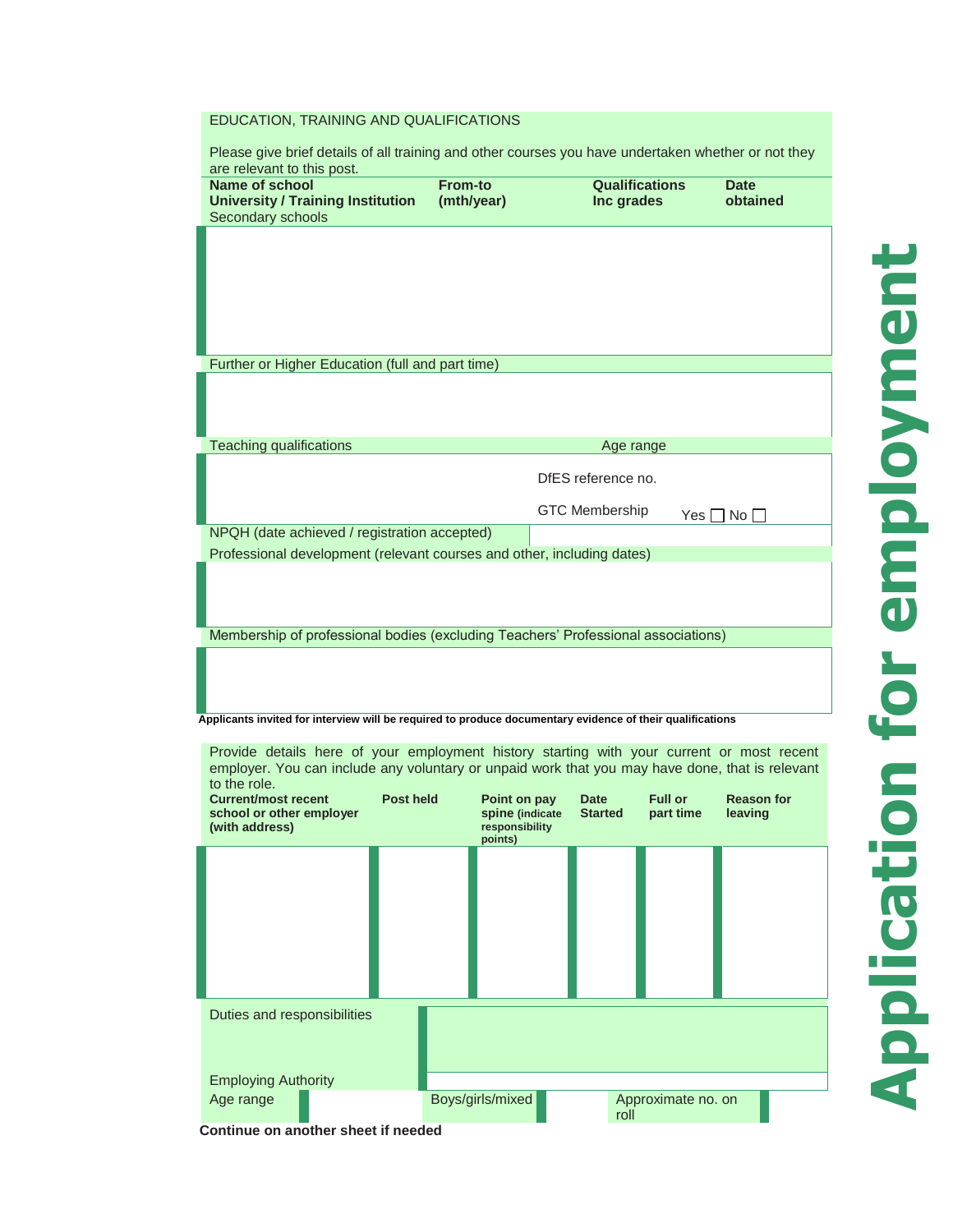## EDUCATION, TRAINING AND QUALIFICATIONS

Please give brief details of all training and other courses you have undertaken whether or not they are relevant to this post.

| Name of school University / Training Institution | From-to (mth/year) | Qualifications Inc grades | Date obtained |
|---|---|---|---|
| Secondary schools | | | |
| | | | |

Further or Higher Education (full and part time)

Teaching qualifications

Age range

DfES reference no.

GTC Membership Yes ☐ No ☐

NPQH (date achieved / registration accepted)

Professional development (relevant courses and other, including dates)

Membership of professional bodies (excluding Teachers' Professional associations)

**Applicants invited for interview will be required to produce documentary evidence of their qualifications**

Provide details here of your employment history starting with your current or most recent employer. You can include any voluntary or unpaid work that you may have done, that is relevant to the role.

| Current/most recent school or other employer (with address) | Post held | Point on pay spine (indicate responsibility points) | Date Started | Full or part time | Reason for leaving |
|---|---|---|---|---|---|
| | | | | | |

Duties and responsibilities

Employing Authority

Age range

Boys/girls/mixed

Approximate no. on roll

**Continue on another sheet if needed**

# Application for employment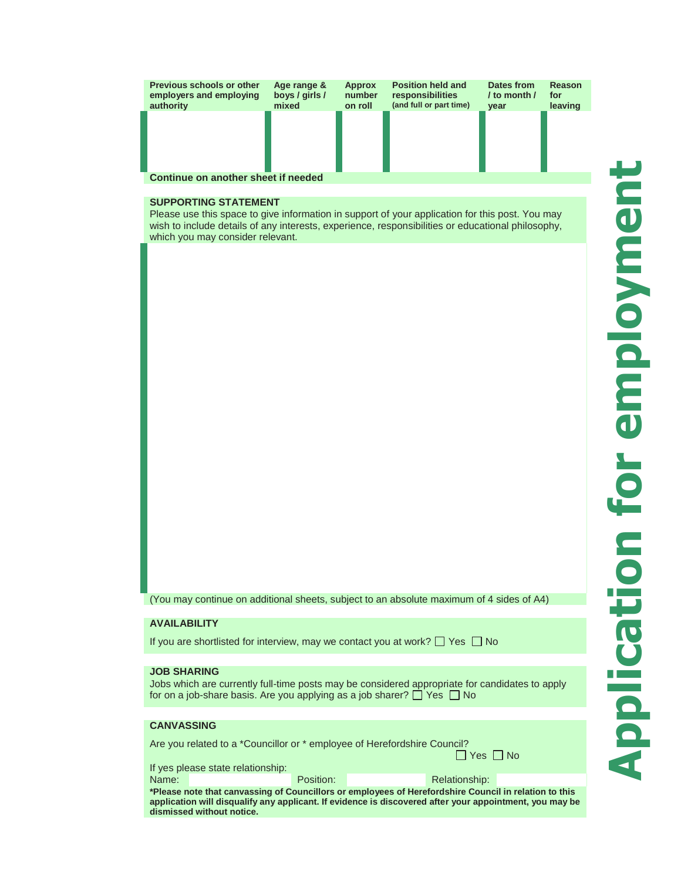| Previous schools or other employers and employing authority | Age range & boys / girls / mixed | Approx number on roll | Position held and responsibilities (and full or part time) | Dates from / to month / year | Reason for leaving |
|---|---|---|---|---|---|
| | | | | | |

**Continue on another sheet if needed**

**SUPPORTING STATEMENT**

Please use this space to give information in support of your application for this post. You may wish to include details of any interests, experience, responsibilities or educational philosophy, which you may consider relevant.

(You may continue on additional sheets, subject to an absolute maximum of 4 sides of A4)

**AVAILABILITY**

If you are shortlisted for interview, may we contact you at work? ☐ Yes ☐ No

**JOB SHARING**

Jobs which are currently full-time posts may be considered appropriate for candidates to apply for on a job-share basis. Are you applying as a job sharer? ☐ Yes ☐ No

**CANVASSING**

Are you related to a *Councillor or * employee of Herefordshire Council?
☐ Yes ☐ No

If yes please state relationship:

Name: Position: Relationship:

***Please note that canvassing of Councillors or employees of Herefordshire Council in relation to this application will disqualify any applicant. If evidence is discovered after your appointment, you may be dismissed without notice.**

Application for employment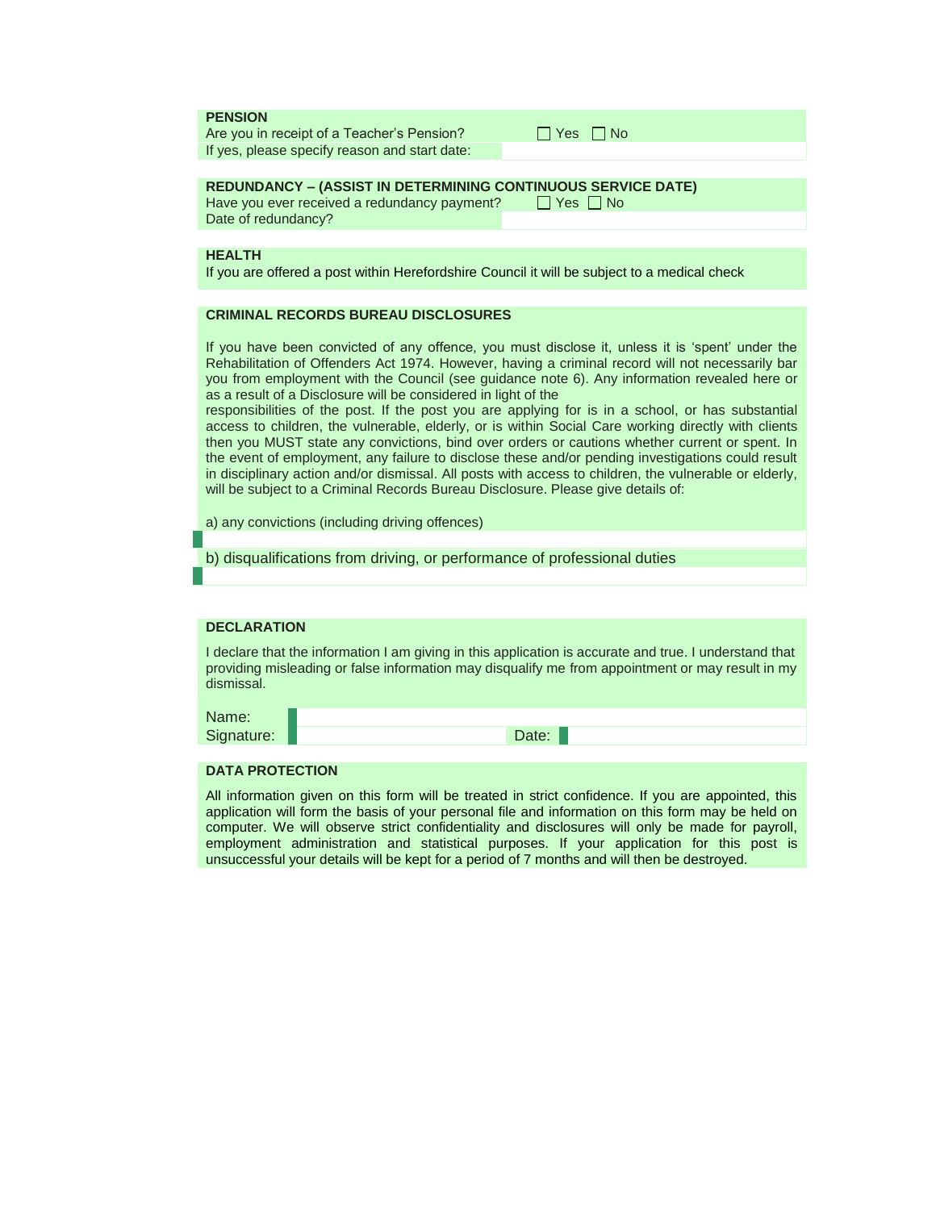**PENSION**

Are you in receipt of a Teacher's Pension? ☐ Yes ☐ No

If yes, please specify reason and start date:

**REDUNDANCY – (ASSIST IN DETERMINING CONTINUOUS SERVICE DATE)**

Have you ever received a redundancy payment? ☐ Yes ☐ No

Date of redundancy?

**HEALTH**

If you are offered a post within Herefordshire Council it will be subject to a medical check

**CRIMINAL RECORDS BUREAU DISCLOSURES**

If you have been convicted of any offence, you must disclose it, unless it is 'spent' under the Rehabilitation of Offenders Act 1974. However, having a criminal record will not necessarily bar you from employment with the Council (see guidance note 6). Any information revealed here or as a result of a Disclosure will be considered in light of the
responsibilities of the post. If the post you are applying for is in a school, or has substantial access to children, the vulnerable, elderly, or is within Social Care working directly with clients then you MUST state any convictions, bind over orders or cautions whether current or spent. In the event of employment, any failure to disclose these and/or pending investigations could result in disciplinary action and/or dismissal. All posts with access to children, the vulnerable or elderly, will be subject to a Criminal Records Bureau Disclosure. Please give details of:

a) any convictions (including driving offences)

b) disqualifications from driving, or performance of professional duties

**DECLARATION**

I declare that the information I am giving in this application is accurate and true. I understand that providing misleading or false information may disqualify me from appointment or may result in my dismissal.

Name:

Signature: Date:

**DATA PROTECTION**

All information given on this form will be treated in strict confidence. If you are appointed, this application will form the basis of your personal file and information on this form may be held on computer. We will observe strict confidentiality and disclosures will only be made for payroll, employment administration and statistical purposes. If your application for this post is unsuccessful your details will be kept for a period of 7 months and will then be destroyed.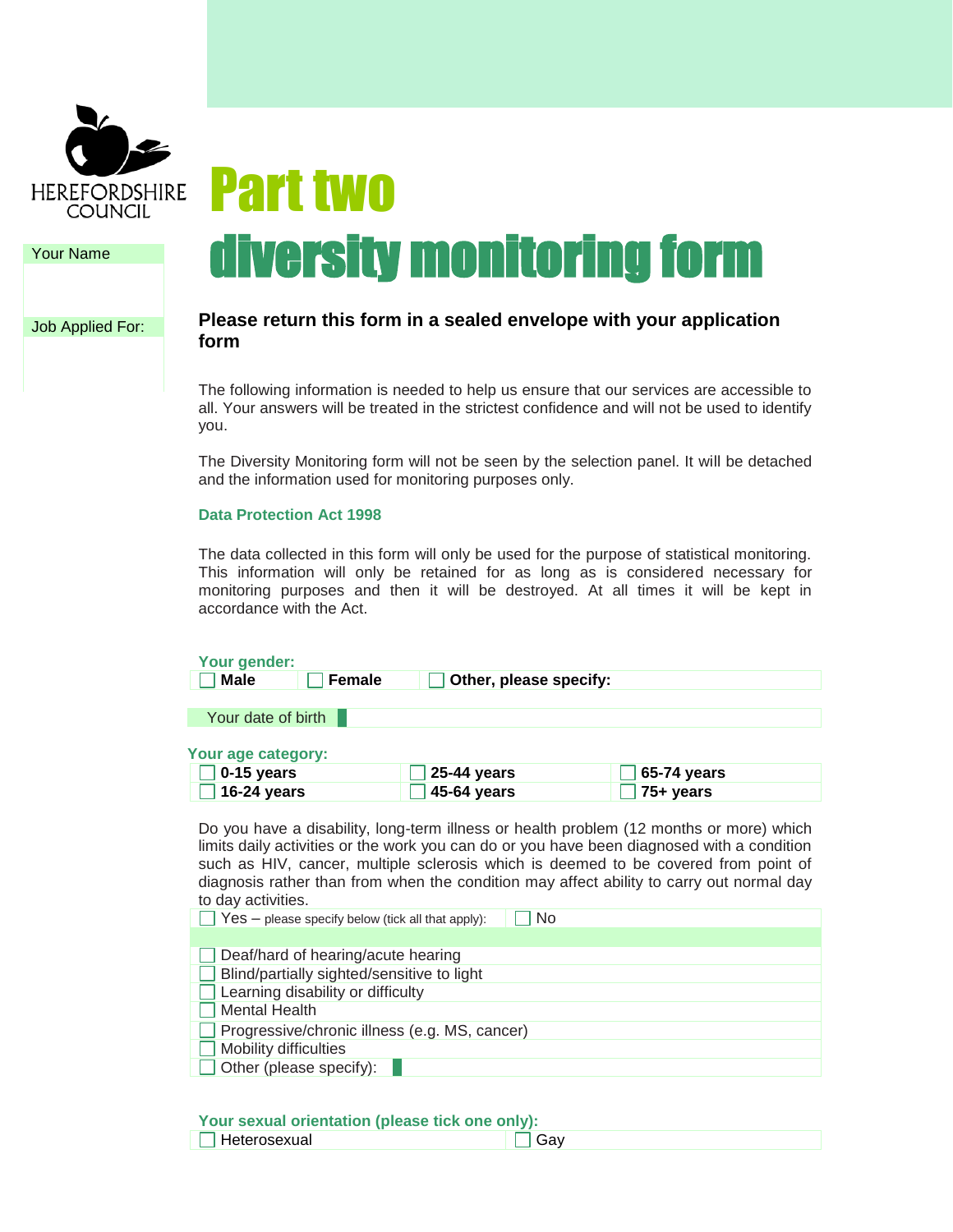HEREFORDSHIRE COUNCIL

| Your Name |
| --- |
| |
| **Job Applied For:** |
| |

# Part two

# diversity monitoring form

**Please return this form in a sealed envelope with your application form**

The following information is needed to help us ensure that our services are accessible to all. Your answers will be treated in the strictest confidence and will not be used to identify you.

The Diversity Monitoring form will not be seen by the selection panel. It will be detached and the information used for monitoring purposes only.

**Data Protection Act 1998**

The data collected in this form will only be used for the purpose of statistical monitoring. This information will only be retained for as long as is considered necessary for monitoring purposes and then it will be destroyed. At all times it will be kept in accordance with the Act.

**Your gender:**

| ☐ **Male** | ☐ **Female** | ☐ **Other, please specify:** |
| --- | --- | --- |

| Your date of birth | |
| --- | --- |

**Your age category:**

| | | |
| --- | --- | --- |
| ☐ **0-15 years** | ☐ **25-44 years** | ☐ **65-74 years** |
| ☐ **16-24 years** | ☐ **45-64 years** | ☐ **75+ years** |

Do you have a disability, long-term illness or health problem (12 months or more) which limits daily activities or the work you can do or you have been diagnosed with a condition such as HIV, cancer, multiple sclerosis which is deemed to be covered from point of diagnosis rather than from when the condition may affect ability to carry out normal day to day activities.

| ☐ Yes – please specify below (tick all that apply): | ☐ No |
| --- | --- |
| | |
| ☐ Deaf/hard of hearing/acute hearing | |
| ☐ Blind/partially sighted/sensitive to light | |
| ☐ Learning disability or difficulty | |
| ☐ Mental Health | |
| ☐ Progressive/chronic illness (e.g. MS, cancer) | |
| ☐ Mobility difficulties | |
| ☐ Other (please specify): | |

**Your sexual orientation (please tick one only):**

| ☐ Heterosexual | ☐ Gay |
| --- | --- |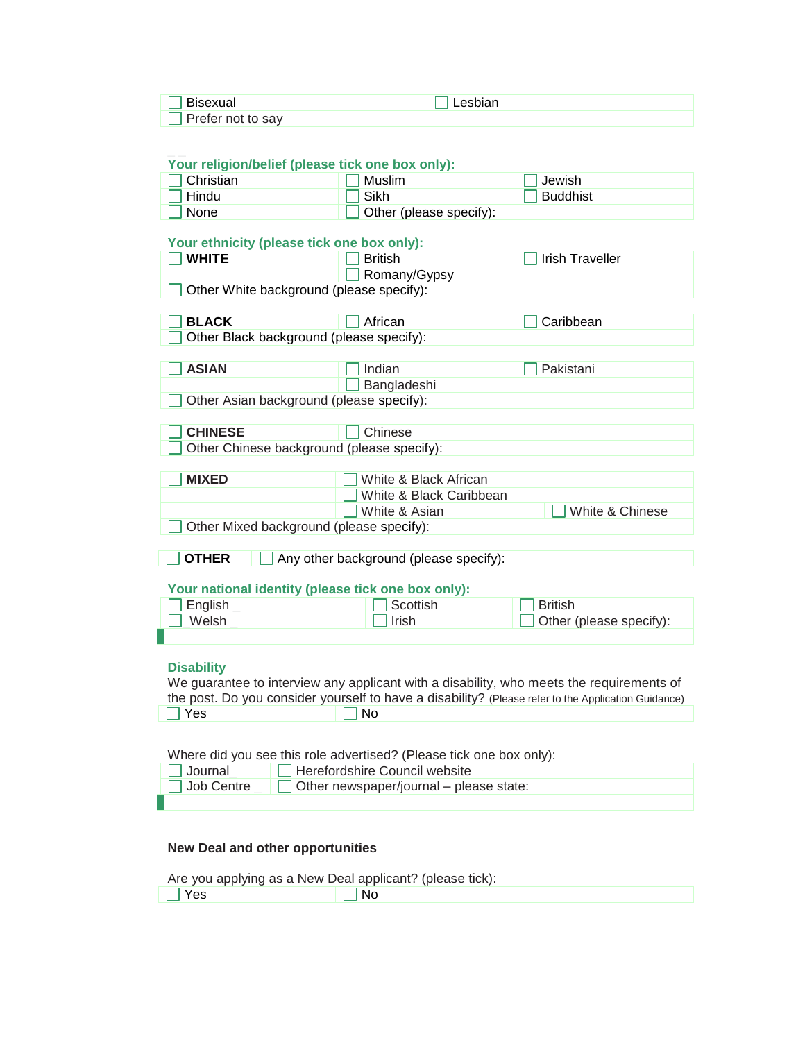| | |
|---|---|
| ☐ Bisexual | ☐ Lesbian |
| ☐ Prefer not to say | |

**Your religion/belief (please tick one box only):**

| | | |
|---|---|---|
| ☐ Christian | ☐ Muslim | ☐ Jewish |
| ☐ Hindu | ☐ Sikh | ☐ Buddhist |
| ☐ None | ☐ Other (please specify): | |

**Your ethnicity (please tick one box only):**

| | | |
|---|---|---|
| ☐ **WHITE** | ☐ British | ☐ Irish Traveller |
| | ☐ Romany/Gypsy | |
| ☐ Other White background (please specify): | | |

| | | |
|---|---|---|
| ☐ **BLACK** | ☐ African | ☐ Caribbean |
| ☐ Other Black background (please specify): | | |

| | | |
|---|---|---|
| ☐ **ASIAN** | ☐ Indian | ☐ Pakistani |
| | ☐ Bangladeshi | |
| ☐ Other Asian background (please specify): | | |

| | |
|---|---|
| ☐ **CHINESE** | ☐ Chinese |
| ☐ Other Chinese background (please specify): | |

| | | |
|---|---|---|
| ☐ **MIXED** | ☐ White & Black African | |
| | ☐ White & Black Caribbean | |
| | ☐ White & Asian | ☐ White & Chinese |
| ☐ Other Mixed background (please specify): | | |

| | |
|---|---|
| ☐ **OTHER** | ☐ Any other background (please specify): |

**Your national identity (please tick one box only):**

| | | |
|---|---|---|
| ☐ English | ☐ Scottish | ☐ British |
| ☐ Welsh | ☐ Irish | ☐ Other (please specify): |

**Disability**

We guarantee to interview any applicant with a disability, who meets the requirements of the post. Do you consider yourself to have a disability? (Please refer to the Application Guidance)

| | |
|---|---|
| ☐ Yes | ☐ No |

Where did you see this role advertised? (Please tick one box only):

| | |
|---|---|
| ☐ Journal | ☐ Herefordshire Council website |
| ☐ Job Centre | ☐ Other newspaper/journal – please state: |

**New Deal and other opportunities**

Are you applying as a New Deal applicant? (please tick):

| | |
|---|---|
| ☐ Yes | ☐ No |